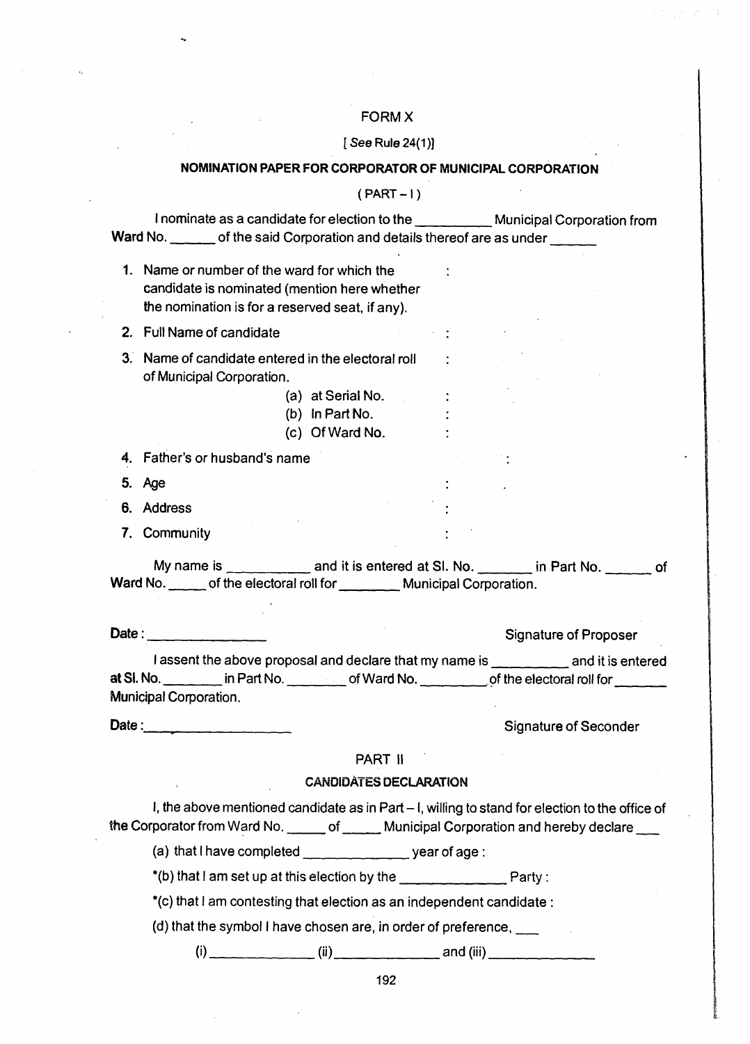# FORM X

[ *See* Rule 24(1)]

## NOMINATION PAPER FOR CORPORATOR OF MUNICIPAL CORPORATION

( PART – I )

I nominate as a candidate for election to the __________ Municipal Corporation from Ward No. ______ of the said Corporation and details thereof are as under ______

1. Name or number of the ward for which the candidate is nominated (mention here whether the nomination is for a reserved seat, if any). :
2. Full Name of candidate :
3. Name of candidate entered in the electoral roll of Municipal Corporation. :
   - (a) at Serial No. :
   - (b) In Part No. :
   - (c) Of Ward No. :
4. Father's or husband's name :
5. Age :
6. Address :
7. Community :

My name is __________ and it is entered at Sl. No. _______ in Part No. ______ of Ward No. _____ of the electoral roll for ________ Municipal Corporation.

Date : ________________ Signature of Proposer

I assent the above proposal and declare that my name is __________ and it is entered at Sl. No. ________ in Part No. ________ of Ward No. _________ of the electoral roll for _______ Municipal Corporation.

Date : ____________________ Signature of Seconder

## PART II

### CANDIDATES DECLARATION

I, the above mentioned candidate as in Part – I, willing to stand for election to the office of the Corporator from Ward No. _____ of _____ Municipal Corporation and hereby declare ___

(a) that I have completed ______________ year of age :

*(b) that I am set up at this election by the ______________ Party :

*(c) that I am contesting that election as an independent candidate :

(d) that the symbol I have chosen are, in order of preference, ___

(i) ______________ (ii) ______________ and (iii) ______________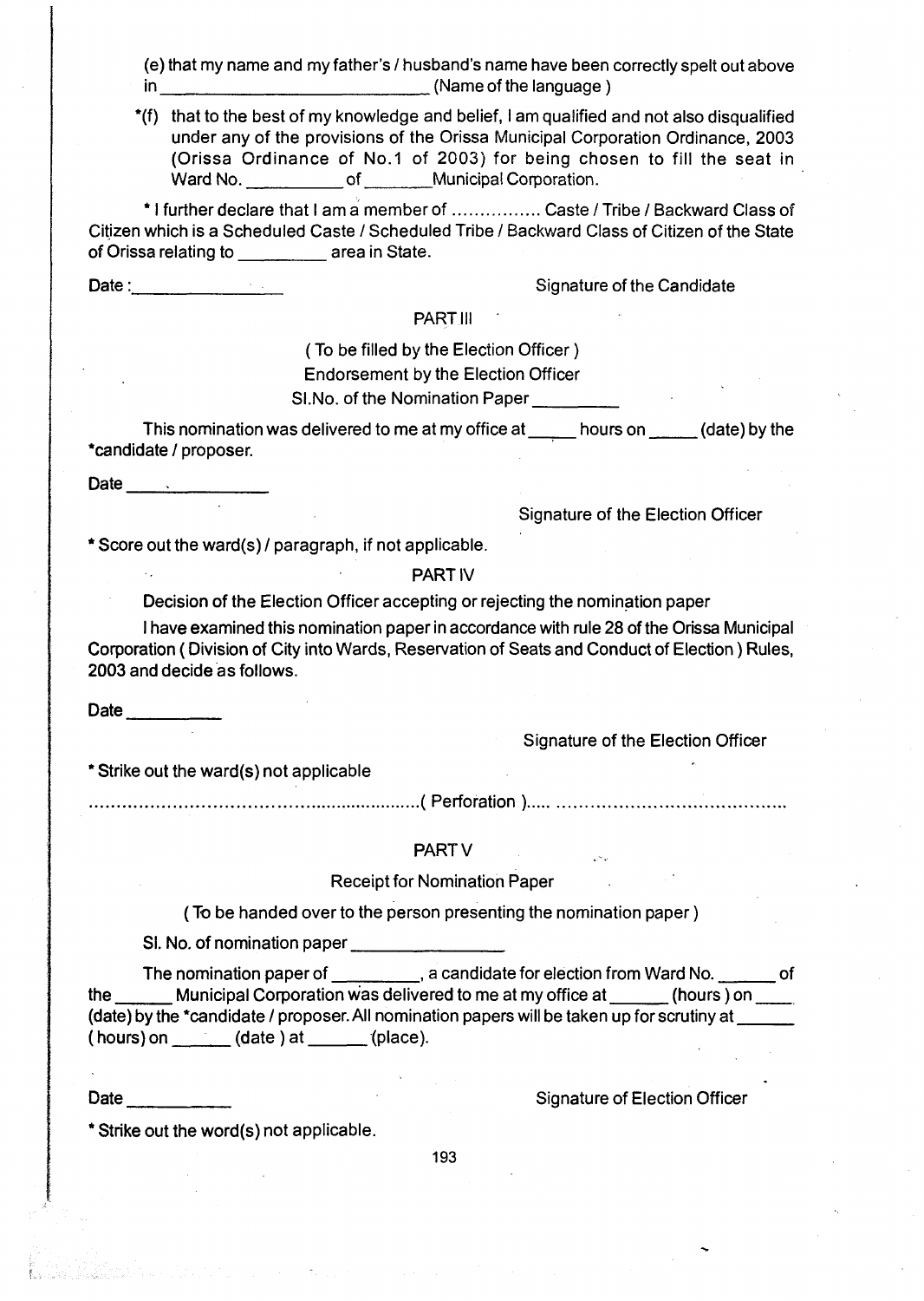(e) that my name and my father's / husband's name have been correctly spelt out above in ____________________ (Name of the language )

*(f) that to the best of my knowledge and belief, I am qualified and not also disqualified under any of the provisions of the Orissa Municipal Corporation Ordinance, 2003 (Orissa Ordinance of No.1 of 2003) for being chosen to fill the seat in Ward No. __________ of ________ Municipal Corporation.

* I further declare that I am a member of ................ Caste / Tribe / Backward Class of Citizen which is a Scheduled Caste / Scheduled Tribe / Backward Class of Citizen of the State of Orissa relating to _________ area in State.

Date : ______________ Signature of the Candidate

## PART III

( To be filled by the Election Officer )

Endorsement by the Election Officer

Sl.No. of the Nomination Paper _________

This nomination was delivered to me at my office at _____ hours on _____ (date) by the *candidate / proposer.

Date ____________

Signature of the Election Officer

* Score out the ward(s) / paragraph, if not applicable.

## PART IV

Decision of the Election Officer accepting or rejecting the nomination paper

I have examined this nomination paper in accordance with rule 28 of the Orissa Municipal Corporation ( Division of City into Wards, Reservation of Seats and Conduct of Election ) Rules, 2003 and decide as follows.

Date __________

Signature of the Election Officer

* Strike out the ward(s) not applicable

..........................................................( Perforation )..... ..........................................

## PART V

Receipt for Nomination Paper

( To be handed over to the person presenting the nomination paper )

Sl. No. of nomination paper ________________

The nomination paper of _________, a candidate for election from Ward No. ______ of the ______ Municipal Corporation was delivered to me at my office at ______ (hours ) on ____ (date) by the *candidate / proposer. All nomination papers will be taken up for scrutiny at ______ ( hours) on ______ (date ) at ______ (place).

Date __________ Signature of Election Officer

* Strike out the word(s) not applicable.